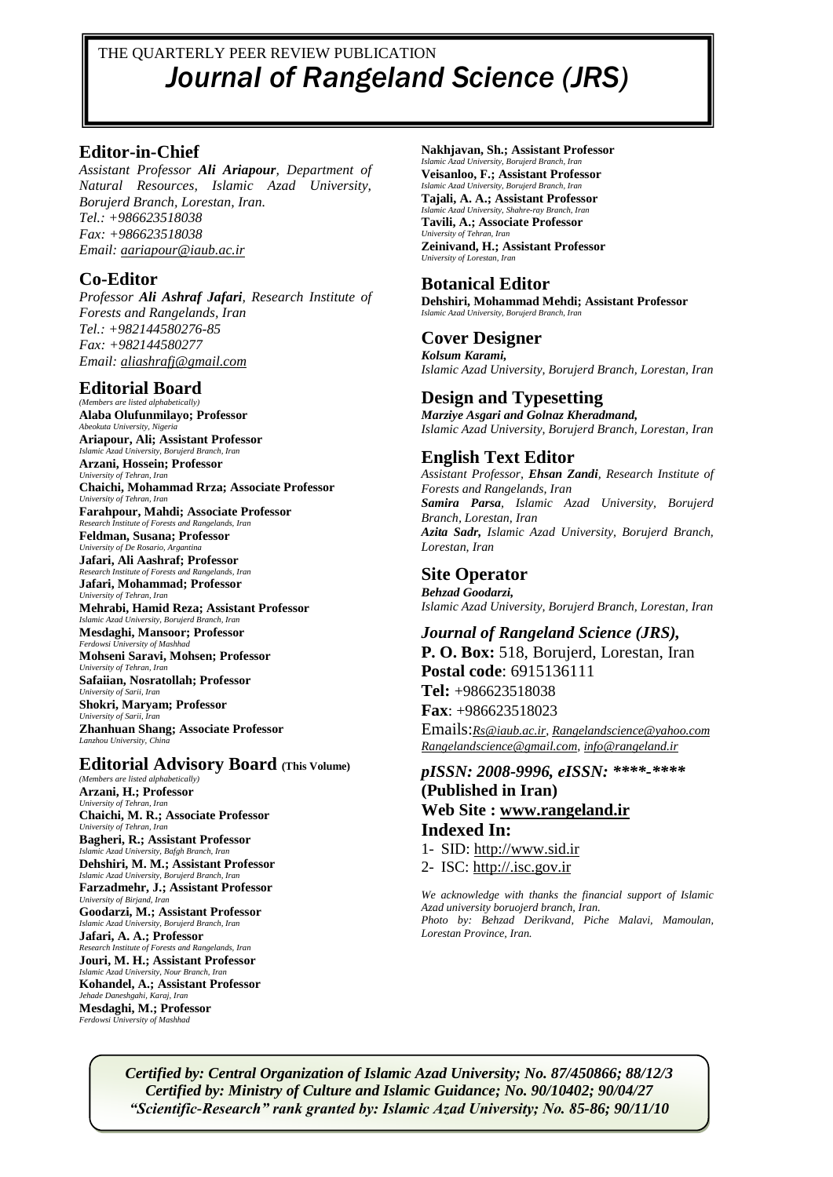THE QUARTERLY PEER REVIEW PUBLICATION

# *Journal of Rangeland Science (JRS)*

## Editor-in-Chief

*Assistant Professor **Ali Ariapour**, Department of Natural Resources, Islamic Azad University, Borujerd Branch, Lorestan, Iran.*
*Tel.: +986623518038*
*Fax: +986623518038*
*Email: aariapour@iaub.ac.ir*

## Co-Editor

*Professor **Ali Ashraf Jafari**, Research Institute of Forests and Rangelands, Iran*
*Tel.: +982144580276-85*
*Fax: +982144580277*
*Email: aliashrafj@gmail.com*

## Editorial Board

*(Members are listed alphabetically)*

**Alaba Olufunmilayo; Professor**
*Abeokuta University, Nigeria*
**Ariapour, Ali; Assistant Professor**
*Islamic Azad University, Borujerd Branch, Iran*
**Arzani, Hossein; Professor**
*University of Tehran, Iran*
**Chaichi, Mohammad Rrza; Associate Professor**
*University of Tehran, Iran*
**Farahpour, Mahdi; Associate Professor**
*Research Institute of Forests and Rangelands, Iran*
**Feldman, Susana; Professor**
*University of De Rosario, Argentina*
**Jafari, Ali Aashraf; Professor**
*Research Institute of Forests and Rangelands, Iran*
**Jafari, Mohammad; Professor**
*University of Tehran, Iran*
**Mehrabi, Hamid Reza; Assistant Professor**
*Islamic Azad University, Borujerd Branch, Iran*
**Mesdaghi, Mansoor; Professor**
*Ferdowsi University of Mashhad*
**Mohseni Saravi, Mohsen; Professor**
*University of Tehran, Iran*
**Safaiian, Nosratollah; Professor**
*University of Sarii, Iran*
**Shokri, Maryam; Professor**
*University of Sarii, Iran*
**Zhanhuan Shang; Associate Professor**
*Lanzhou University, China*

## Editorial Advisory Board (This Volume)

*(Members are listed alphabetically)*

**Arzani, H.; Professor**
*University of Tehran, Iran*
**Chaichi, M. R.; Associate Professor**
*University of Tehran, Iran*
**Bagheri, R.; Assistant Professor**
*Islamic Azad University, Bafgh Branch, Iran*
**Dehshiri, M. M.; Assistant Professor**
*Islamic Azad University, Borujerd Branch, Iran*
**Farzadmehr, J.; Assistant Professor**
*University of Birjand, Iran*
**Goodarzi, M.; Assistant Professor**
*Islamic Azad University, Borujerd Branch, Iran*
**Jafari, A. A.; Professor**
*Research Institute of Forests and Rangelands, Iran*
**Jouri, M. H.; Assistant Professor**
*Islamic Azad University, Nour Branch, Iran*
**Kohandel, A.; Assistant Professor**
*Jehade Daneshgahi, Karaj, Iran*
**Mesdaghi, M.; Professor**
*Ferdowsi University of Mashhad*
**Nakhjavan, Sh.; Assistant Professor**
*Islamic Azad University, Borujerd Branch, Iran*
**Veisanloo, F.; Assistant Professor**
*Islamic Azad University, Borujerd Branch, Iran*
**Tajali, A. A.; Assistant Professor**
*Islamic Azad University, Shahre-ray Branch, Iran*
**Tavili, A.; Associate Professor**
*University of Tehran, Iran*
**Zeinivand, H.; Assistant Professor**
*University of Lorestan, Iran*

## Botanical Editor

**Dehshiri, Mohammad Mehdi; Assistant Professor**
*Islamic Azad University, Borujerd Branch, Iran*

## Cover Designer

***Kolsum Karami,***
*Islamic Azad University, Borujerd Branch, Lorestan, Iran*

## Design and Typesetting

***Marziye Asgari and Golnaz Kheradmand,***
*Islamic Azad University, Borujerd Branch, Lorestan, Iran*

## English Text Editor

*Assistant Professor, **Ehsan Zandi**, Research Institute of Forests and Rangelands, Iran*
***Samira Parsa**, Islamic Azad University, Borujerd Branch, Lorestan, Iran*
***Azita Sadr,** Islamic Azad University, Borujerd Branch, Lorestan, Iran*

## Site Operator

***Behzad Goodarzi,***
*Islamic Azad University, Borujerd Branch, Lorestan, Iran*

***Journal of Rangeland Science (JRS),***
**P. O. Box:** 518, Borujerd, Lorestan, Iran
**Postal code**: 6915136111
**Tel:** +986623518038
**Fax**: +986623518023
Emails:*Rs@iaub.ac.ir*, *Rangelandscience@yahoo.com* *Rangelandscience@gmail.com*, *info@rangeland.ir*

***pISSN: 2008-9996, eISSN: ****-*****
**(Published in Iran)**
**Web Site : www.rangeland.ir**
**Indexed In:**

1- SID: http://www.sid.ir
2- ISC: http://.isc.gov.ir

*We acknowledge with thanks the financial support of Islamic Azad university boruojerd branch, Iran.*
*Photo by: Behzad Derikvand, Piche Malavi, Mamoulan, Lorestan Province, Iran.*

***Certified by: Central Organization of Islamic Azad University; No. 87/450866; 88/12/3***
***Certified by: Ministry of Culture and Islamic Guidance; No. 90/10402; 90/04/27***
***"Scientific-Research" rank granted by: Islamic Azad University; No. 85-86; 90/11/10***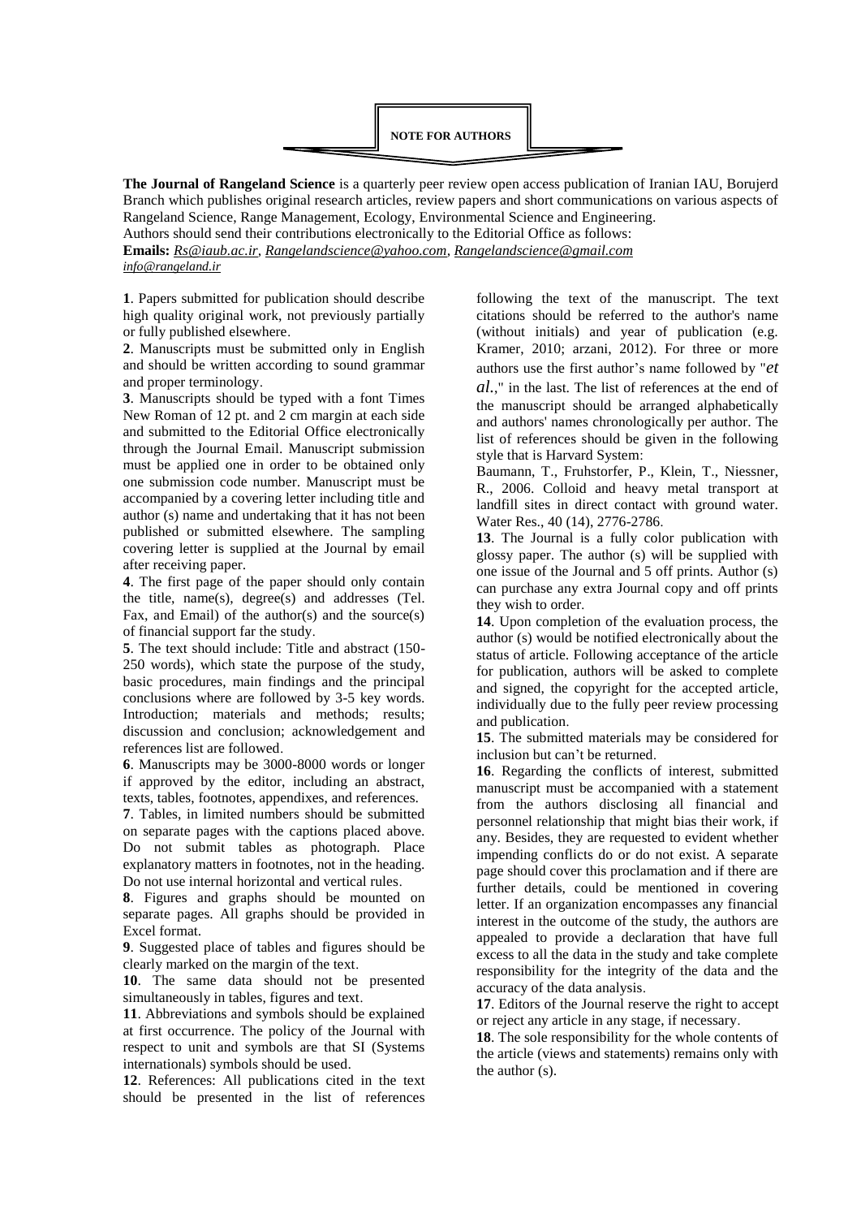# NOTE FOR AUTHORS

**The Journal of Rangeland Science** is a quarterly peer review open access publication of Iranian IAU, Borujerd Branch which publishes original research articles, review papers and short communications on various aspects of Rangeland Science, Range Management, Ecology, Environmental Science and Engineering.
Authors should send their contributions electronically to the Editorial Office as follows:
**Emails:** Rs@iaub.ac.ir, Rangelandscience@yahoo.com, Rangelandscience@gmail.com
info@rangeland.ir

**1**. Papers submitted for publication should describe high quality original work, not previously partially or fully published elsewhere.

**2**. Manuscripts must be submitted only in English and should be written according to sound grammar and proper terminology.

**3**. Manuscripts should be typed with a font Times New Roman of 12 pt. and 2 cm margin at each side and submitted to the Editorial Office electronically through the Journal Email. Manuscript submission must be applied one in order to be obtained only one submission code number. Manuscript must be accompanied by a covering letter including title and author (s) name and undertaking that it has not been published or submitted elsewhere. The sampling covering letter is supplied at the Journal by email after receiving paper.

**4**. The first page of the paper should only contain the title, name(s), degree(s) and addresses (Tel. Fax, and Email) of the author(s) and the source(s) of financial support far the study.

**5**. The text should include: Title and abstract (150-250 words), which state the purpose of the study, basic procedures, main findings and the principal conclusions where are followed by 3-5 key words. Introduction; materials and methods; results; discussion and conclusion; acknowledgement and references list are followed.

**6**. Manuscripts may be 3000-8000 words or longer if approved by the editor, including an abstract, texts, tables, footnotes, appendixes, and references.

**7**. Tables, in limited numbers should be submitted on separate pages with the captions placed above. Do not submit tables as photograph. Place explanatory matters in footnotes, not in the heading. Do not use internal horizontal and vertical rules.

**8**. Figures and graphs should be mounted on separate pages. All graphs should be provided in Excel format.

**9**. Suggested place of tables and figures should be clearly marked on the margin of the text.

**10**. The same data should not be presented simultaneously in tables, figures and text.

**11**. Abbreviations and symbols should be explained at first occurrence. The policy of the Journal with respect to unit and symbols are that SI (Systems internationals) symbols should be used.

**12**. References: All publications cited in the text should be presented in the list of references following the text of the manuscript. The text citations should be referred to the author's name (without initials) and year of publication (e.g. Kramer, 2010; arzani, 2012). For three or more authors use the first author's name followed by "*et al.*," in the last. The list of references at the end of the manuscript should be arranged alphabetically and authors' names chronologically per author. The list of references should be given in the following style that is Harvard System:

Baumann, T., Fruhstorfer, P., Klein, T., Niessner, R., 2006. Colloid and heavy metal transport at landfill sites in direct contact with ground water. Water Res., 40 (14), 2776-2786.

**13**. The Journal is a fully color publication with glossy paper. The author (s) will be supplied with one issue of the Journal and 5 off prints. Author (s) can purchase any extra Journal copy and off prints they wish to order.

**14**. Upon completion of the evaluation process, the author (s) would be notified electronically about the status of article. Following acceptance of the article for publication, authors will be asked to complete and signed, the copyright for the accepted article, individually due to the fully peer review processing and publication.

**15**. The submitted materials may be considered for inclusion but can't be returned.

**16**. Regarding the conflicts of interest, submitted manuscript must be accompanied with a statement from the authors disclosing all financial and personnel relationship that might bias their work, if any. Besides, they are requested to evident whether impending conflicts do or do not exist. A separate page should cover this proclamation and if there are further details, could be mentioned in covering letter. If an organization encompasses any financial interest in the outcome of the study, the authors are appealed to provide a declaration that have full excess to all the data in the study and take complete responsibility for the integrity of the data and the accuracy of the data analysis.

**17**. Editors of the Journal reserve the right to accept or reject any article in any stage, if necessary.

**18**. The sole responsibility for the whole contents of the article (views and statements) remains only with the author (s).